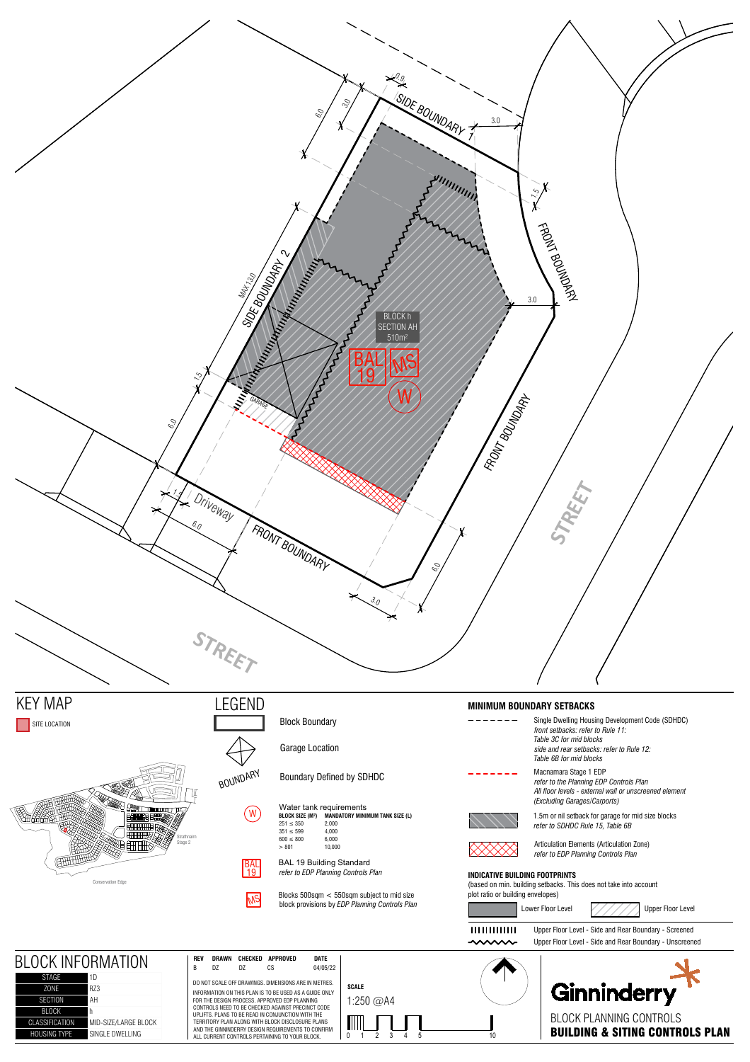SIDE BOUNDARY 1

SIDE BOUNDARY 2

FRONT BOUNDARY

FRONT BOUNDARY

FRONT BOUNDARY

Driveway

GARAGE

MAX 13.0

BLOCK h
SECTION AH
510m²

BAL 19

MS

W

STREET

STREET

0.9 3.0 6.0 3.0 1.5 3.0 1.5 6.0 1.5 6.0 6.0 3.0

# KEY MAP

SITE LOCATION

Strathnairn Stage 2

Conservation Edge

# LEGEND

Block Boundary

Garage Location

BOUNDARY — Boundary Defined by SDHDC

W — Water tank requirements

| BLOCK SIZE (M²) | MANDATORY MINIMUM TANK SIZE (L) |
|---|---|
| 251 ≤ 350 | 2,000 |
| 351 ≤ 599 | 4,000 |
| 600 ≤ 800 | 6,000 |
| > 801 | 10,000 |

BAL 19 — BAL 19 Building Standard
*refer to EDP Planning Controls Plan*

MS — Blocks 500sqm < 550sqm subject to mid size block provisions by *EDP Planning Controls Plan*

## MINIMUM BOUNDARY SETBACKS

Single Dwelling Housing Development Code (SDHDC)
*front setbacks: refer to Rule 11: Table 3C for mid blocks*
*side and rear setbacks: refer to Rule 12: Table 6B for mid blocks*

Macnamara Stage 1 EDP
*refer to the Planning EDP Controls Plan*
*All floor levels - external wall or unscreened element (Excluding Garages/Carports)*

1.5m or nil setback for garage for mid size blocks
*refer to SDHDC Rule 15, Table 6B*

Articulation Elements (Articulation Zone)
*refer to EDP Planning Controls Plan*

## INDICATIVE BUILDING FOOTPRINTS

(based on min. building setbacks. This does not take into account plot ratio or building envelopes)

Lower Floor Level — Upper Floor Level

Upper Floor Level - Side and Rear Boundary - Screened

Upper Floor Level - Side and Rear Boundary - Unscreened

# BLOCK INFORMATION

| | |
|---|---|
| STAGE | 1D |
| ZONE | RZ3 |
| SECTION | AH |
| BLOCK | h |
| CLASSIFICATION | MID-SIZE/LARGE BLOCK |
| HOUSING TYPE | SINGLE DWELLING |

| REV | DRAWN | CHECKED | APPROVED | DATE |
|---|---|---|---|---|
| B | DZ | DZ | CS | 04/05/22 |

DO NOT SCALE OFF DRAWINGS. DIMENSIONS ARE IN METRES.

INFORMATION ON THIS PLAN IS TO BE USED AS A GUIDE ONLY FOR THE DESIGN PROCESS. APPROVED EDP PLANNING CONTROLS NEED TO BE CHECKED AGAINST PRECINCT CODE UPLIFTS. PLANS TO BE READ IN CONJUNCTION WITH THE TERRITORY PLAN ALONG WITH BLOCK DISCLOSURE PLANS AND THE GINNINDERRY DESIGN REQUIREMENTS TO CONFIRM ALL CURRENT CONTROLS PERTAINING TO YOUR BLOCK.

**SCALE**

1:250 @A4

0 1 2 3 4 5 10

Ginninderry

BLOCK PLANNING CONTROLS

**BUILDING & SITING CONTROLS PLAN**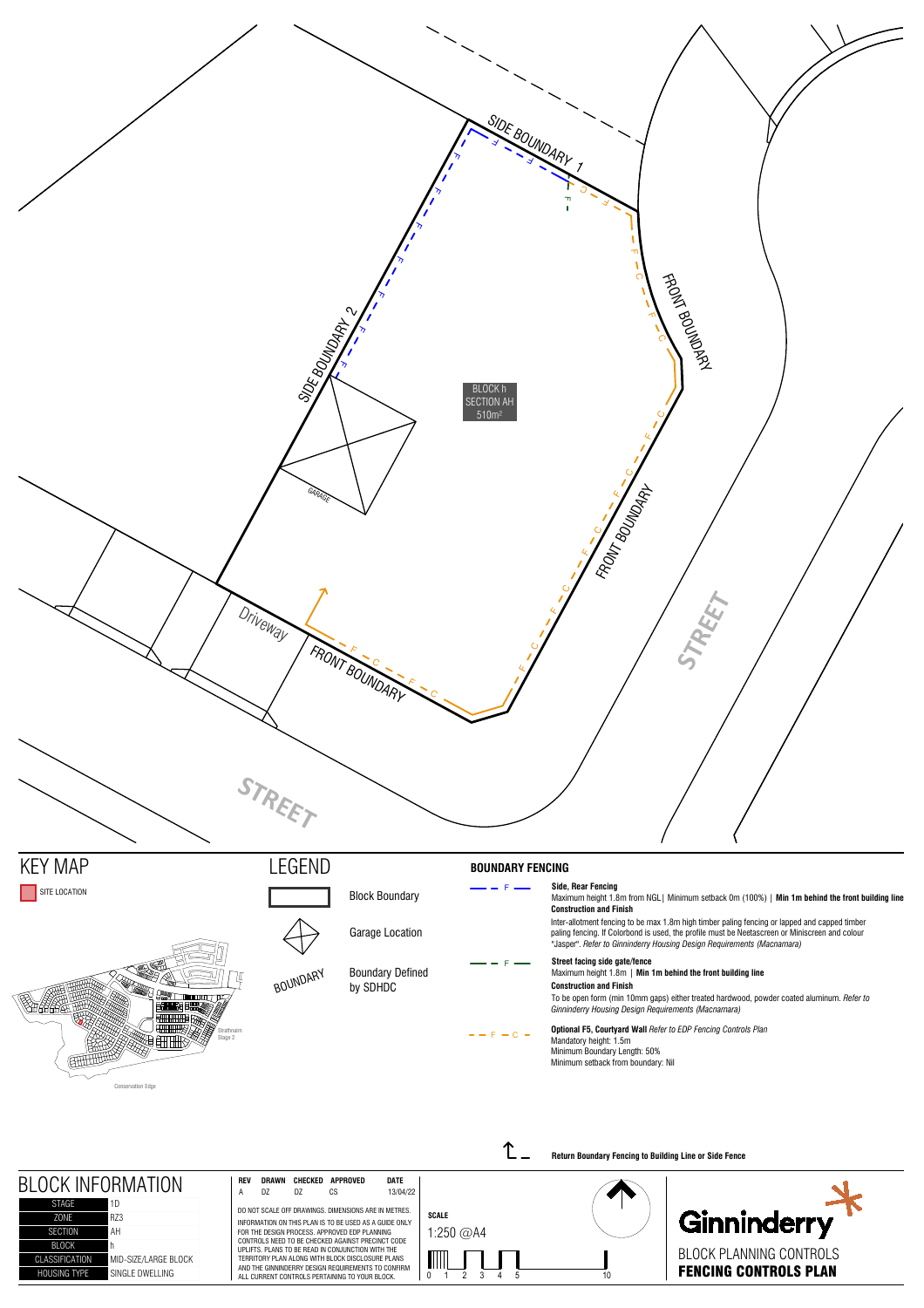SIDE BOUNDARY 1

SIDE BOUNDARY 2

FRONT BOUNDARY

FRONT BOUNDARY

FRONT BOUNDARY

BLOCK h
SECTION AH
510m²

GARAGE

Driveway

STREET

STREET

## KEY MAP

SITE LOCATION

Strathnairn Stage 2

Conservation Edge

## LEGEND

Block Boundary

Garage Location

BOUNDARY — Boundary Defined by SDHDC

## BOUNDARY FENCING

**Side, Rear Fencing**
Maximum height 1.8m from NGL | Minimum setback 0m (100%) | **Min 1m behind the front building line**
**Construction and Finish**
Inter-allotment fencing to be max 1.8m high timber paling fencing or lapped and capped timber paling fencing. If Colorbond is used, the profile must be Neetascreen or Miniscreen and colour "Jasper". *Refer to Ginninderry Housing Design Requirements (Macnamara)*

**Street facing side gate/fence**
Maximum height 1.8m | **Min 1m behind the front building line**
**Construction and Finish**
To be open form (min 10mm gaps) either treated hardwood, powder coated aluminum. *Refer to Ginninderry Housing Design Requirements (Macnamara)*

**Optional F5, Courtyard Wall** *Refer to EDP Fencing Controls Plan*
Mandatory height: 1.5m
Minimum Boundary Length: 50%
Minimum setback from boundary: Nil

**Return Boundary Fencing to Building Line or Side Fence**

## BLOCK INFORMATION

| | |
|---|---|
| STAGE | 1D |
| ZONE | RZ3 |
| SECTION | AH |
| BLOCK | h |
| CLASSIFICATION | MID-SIZE/LARGE BLOCK |
| HOUSING TYPE | SINGLE DWELLING |

| REV | DRAWN | CHECKED | APPROVED | DATE |
|---|---|---|---|---|
| A | DZ | DZ | CS | 13/04/22 |

DO NOT SCALE OFF DRAWINGS. DIMENSIONS ARE IN METRES.

INFORMATION ON THIS PLAN IS TO BE USED AS A GUIDE ONLY FOR THE DESIGN PROCESS. APPROVED EDP PLANNING CONTROLS NEED TO BE CHECKED AGAINST PRECINCT CODE UPLIFTS. PLANS TO BE READ IN CONJUNCTION WITH THE TERRITORY PLAN ALONG WITH BLOCK DISCLOSURE PLANS AND THE GINNINDERRY DESIGN REQUIREMENTS TO CONFIRM ALL CURRENT CONTROLS PERTAINING TO YOUR BLOCK.

**SCALE**
1:250 @A4

0 1 2 3 4 5 10

Ginninderry

BLOCK PLANNING CONTROLS
**FENCING CONTROLS PLAN**